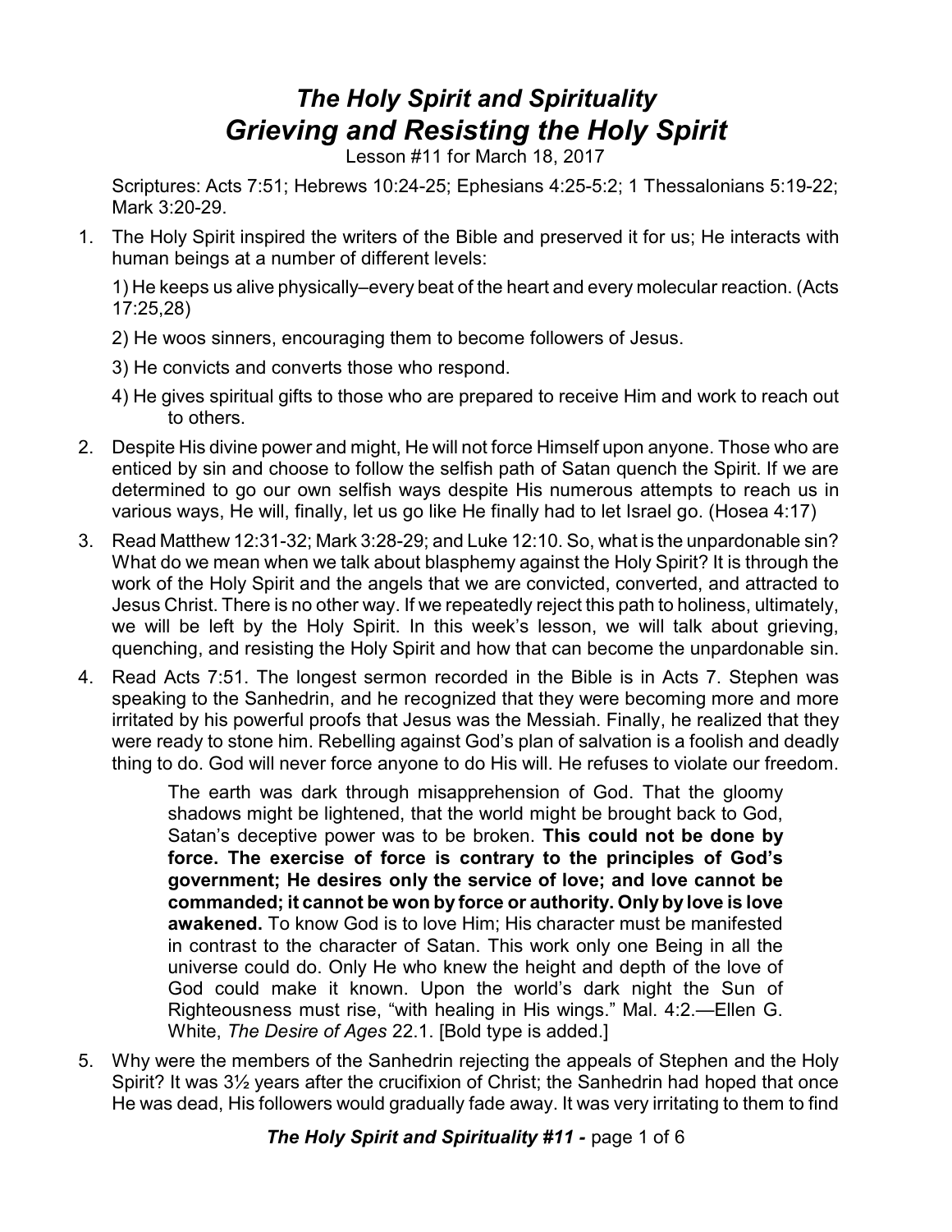# *The Holy Spirit and Spirituality*
# *Grieving and Resisting the Holy Spirit*

Lesson #11 for March 18, 2017

Scriptures: Acts 7:51; Hebrews 10:24-25; Ephesians 4:25-5:2; 1 Thessalonians 5:19-22; Mark 3:20-29.

1. The Holy Spirit inspired the writers of the Bible and preserved it for us; He interacts with human beings at a number of different levels:

   1) He keeps us alive physically–every beat of the heart and every molecular reaction. (Acts 17:25,28)

   2) He woos sinners, encouraging them to become followers of Jesus.

   3) He convicts and converts those who respond.

   4) He gives spiritual gifts to those who are prepared to receive Him and work to reach out to others.

2. Despite His divine power and might, He will not force Himself upon anyone. Those who are enticed by sin and choose to follow the selfish path of Satan quench the Spirit. If we are determined to go our own selfish ways despite His numerous attempts to reach us in various ways, He will, finally, let us go like He finally had to let Israel go. (Hosea 4:17)

3. Read Matthew 12:31-32; Mark 3:28-29; and Luke 12:10. So, what is the unpardonable sin? What do we mean when we talk about blasphemy against the Holy Spirit? It is through the work of the Holy Spirit and the angels that we are convicted, converted, and attracted to Jesus Christ. There is no other way. If we repeatedly reject this path to holiness, ultimately, we will be left by the Holy Spirit. In this week's lesson, we will talk about grieving, quenching, and resisting the Holy Spirit and how that can become the unpardonable sin.

4. Read Acts 7:51. The longest sermon recorded in the Bible is in Acts 7. Stephen was speaking to the Sanhedrin, and he recognized that they were becoming more and more irritated by his powerful proofs that Jesus was the Messiah. Finally, he realized that they were ready to stone him. Rebelling against God's plan of salvation is a foolish and deadly thing to do. God will never force anyone to do His will. He refuses to violate our freedom.

   > The earth was dark through misapprehension of God. That the gloomy shadows might be lightened, that the world might be brought back to God, Satan's deceptive power was to be broken. **This could not be done by force. The exercise of force is contrary to the principles of God's government; He desires only the service of love; and love cannot be commanded; it cannot be won by force or authority. Only by love is love awakened.** To know God is to love Him; His character must be manifested in contrast to the character of Satan. This work only one Being in all the universe could do. Only He who knew the height and depth of the love of God could make it known. Upon the world's dark night the Sun of Righteousness must rise, "with healing in His wings." Mal. 4:2.—Ellen G. White, *The Desire of Ages* 22.1. [Bold type is added.]

5. Why were the members of the Sanhedrin rejecting the appeals of Stephen and the Holy Spirit? It was 3½ years after the crucifixion of Christ; the Sanhedrin had hoped that once He was dead, His followers would gradually fade away. It was very irritating to them to find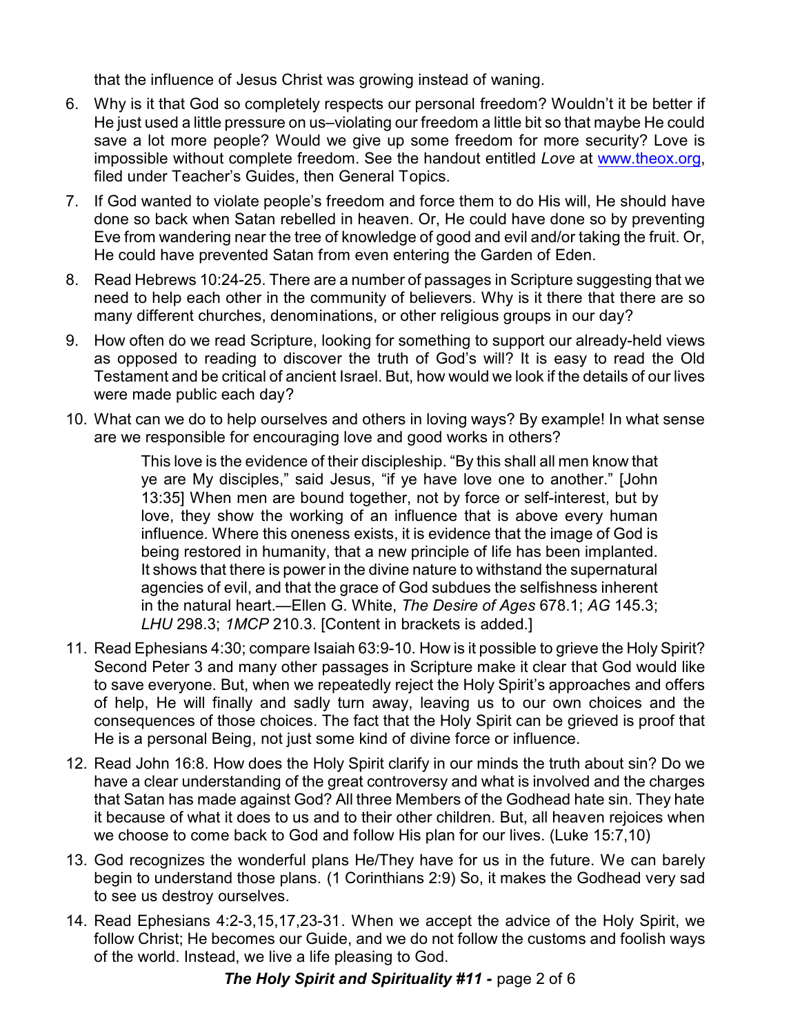that the influence of Jesus Christ was growing instead of waning.

6. Why is it that God so completely respects our personal freedom? Wouldn't it be better if He just used a little pressure on us–violating our freedom a little bit so that maybe He could save a lot more people? Would we give up some freedom for more security? Love is impossible without complete freedom. See the handout entitled *Love* at www.theox.org, filed under Teacher's Guides, then General Topics.

7. If God wanted to violate people's freedom and force them to do His will, He should have done so back when Satan rebelled in heaven. Or, He could have done so by preventing Eve from wandering near the tree of knowledge of good and evil and/or taking the fruit. Or, He could have prevented Satan from even entering the Garden of Eden.

8. Read Hebrews 10:24-25. There are a number of passages in Scripture suggesting that we need to help each other in the community of believers. Why is it there that there are so many different churches, denominations, or other religious groups in our day?

9. How often do we read Scripture, looking for something to support our already-held views as opposed to reading to discover the truth of God's will? It is easy to read the Old Testament and be critical of ancient Israel. But, how would we look if the details of our lives were made public each day?

10. What can we do to help ourselves and others in loving ways? By example! In what sense are we responsible for encouraging love and good works in others?

    > This love is the evidence of their discipleship. "By this shall all men know that ye are My disciples," said Jesus, "if ye have love one to another." [John 13:35] When men are bound together, not by force or self-interest, but by love, they show the working of an influence that is above every human influence. Where this oneness exists, it is evidence that the image of God is being restored in humanity, that a new principle of life has been implanted. It shows that there is power in the divine nature to withstand the supernatural agencies of evil, and that the grace of God subdues the selfishness inherent in the natural heart.—Ellen G. White, *The Desire of Ages* 678.1; *AG* 145.3; *LHU* 298.3; *1MCP* 210.3. [Content in brackets is added.]

11. Read Ephesians 4:30; compare Isaiah 63:9-10. How is it possible to grieve the Holy Spirit? Second Peter 3 and many other passages in Scripture make it clear that God would like to save everyone. But, when we repeatedly reject the Holy Spirit's approaches and offers of help, He will finally and sadly turn away, leaving us to our own choices and the consequences of those choices. The fact that the Holy Spirit can be grieved is proof that He is a personal Being, not just some kind of divine force or influence.

12. Read John 16:8. How does the Holy Spirit clarify in our minds the truth about sin? Do we have a clear understanding of the great controversy and what is involved and the charges that Satan has made against God? All three Members of the Godhead hate sin. They hate it because of what it does to us and to their other children. But, all heaven rejoices when we choose to come back to God and follow His plan for our lives. (Luke 15:7,10)

13. God recognizes the wonderful plans He/They have for us in the future. We can barely begin to understand those plans. (1 Corinthians 2:9) So, it makes the Godhead very sad to see us destroy ourselves.

14. Read Ephesians 4:2-3,15,17,23-31. When we accept the advice of the Holy Spirit, we follow Christ; He becomes our Guide, and we do not follow the customs and foolish ways of the world. Instead, we live a life pleasing to God.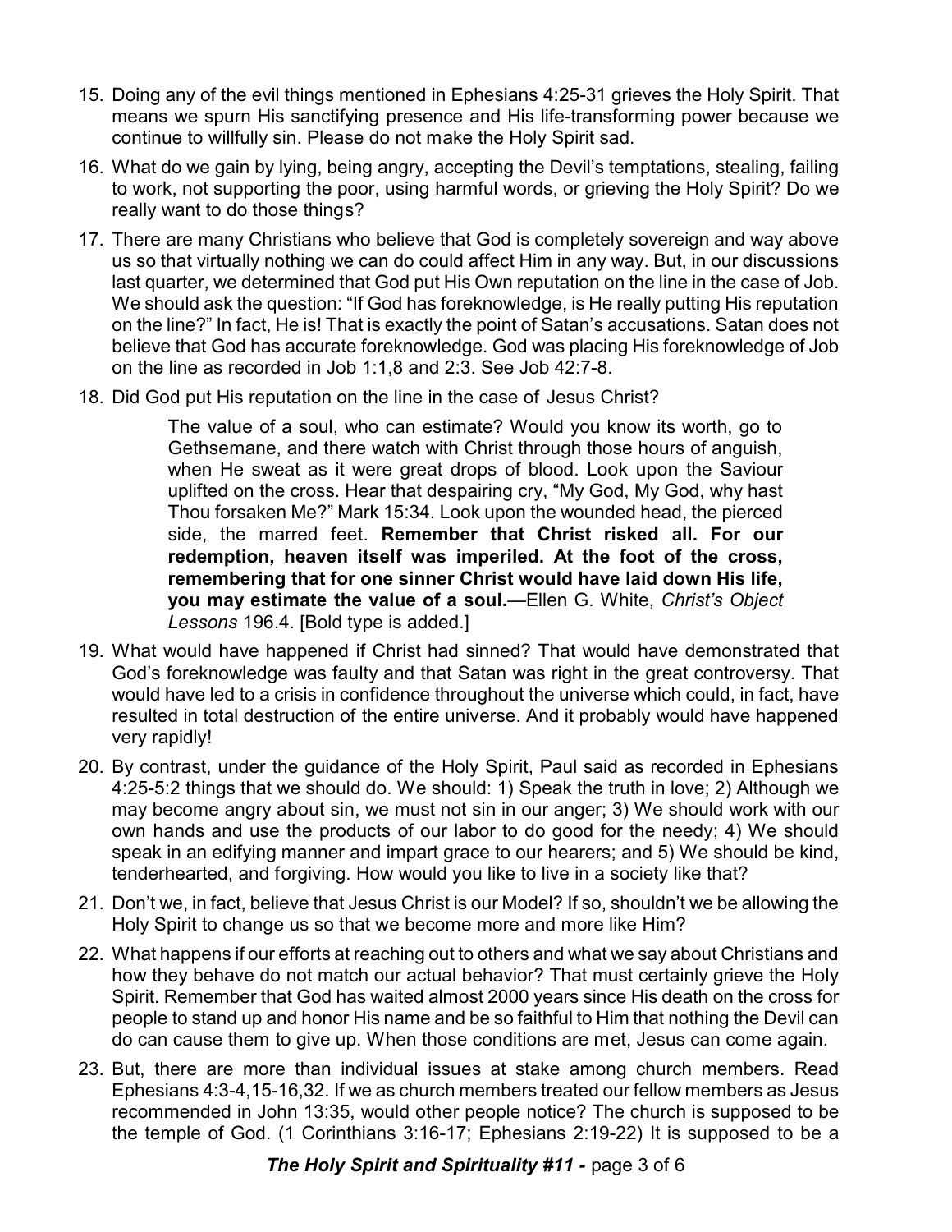15. Doing any of the evil things mentioned in Ephesians 4:25-31 grieves the Holy Spirit. That means we spurn His sanctifying presence and His life-transforming power because we continue to willfully sin. Please do not make the Holy Spirit sad.
16. What do we gain by lying, being angry, accepting the Devil's temptations, stealing, failing to work, not supporting the poor, using harmful words, or grieving the Holy Spirit? Do we really want to do those things?
17. There are many Christians who believe that God is completely sovereign and way above us so that virtually nothing we can do could affect Him in any way. But, in our discussions last quarter, we determined that God put His Own reputation on the line in the case of Job. We should ask the question: "If God has foreknowledge, is He really putting His reputation on the line?" In fact, He is! That is exactly the point of Satan's accusations. Satan does not believe that God has accurate foreknowledge. God was placing His foreknowledge of Job on the line as recorded in Job 1:1,8 and 2:3. See Job 42:7-8.
18. Did God put His reputation on the line in the case of Jesus Christ?

    > The value of a soul, who can estimate? Would you know its worth, go to Gethsemane, and there watch with Christ through those hours of anguish, when He sweat as it were great drops of blood. Look upon the Saviour uplifted on the cross. Hear that despairing cry, "My God, My God, why hast Thou forsaken Me?" Mark 15:34. Look upon the wounded head, the pierced side, the marred feet. **Remember that Christ risked all. For our redemption, heaven itself was imperiled. At the foot of the cross, remembering that for one sinner Christ would have laid down His life, you may estimate the value of a soul.**—Ellen G. White, *Christ's Object Lessons* 196.4. [Bold type is added.]

19. What would have happened if Christ had sinned? That would have demonstrated that God's foreknowledge was faulty and that Satan was right in the great controversy. That would have led to a crisis in confidence throughout the universe which could, in fact, have resulted in total destruction of the entire universe. And it probably would have happened very rapidly!
20. By contrast, under the guidance of the Holy Spirit, Paul said as recorded in Ephesians 4:25-5:2 things that we should do. We should: 1) Speak the truth in love; 2) Although we may become angry about sin, we must not sin in our anger; 3) We should work with our own hands and use the products of our labor to do good for the needy; 4) We should speak in an edifying manner and impart grace to our hearers; and 5) We should be kind, tenderhearted, and forgiving. How would you like to live in a society like that?
21. Don't we, in fact, believe that Jesus Christ is our Model? If so, shouldn't we be allowing the Holy Spirit to change us so that we become more and more like Him?
22. What happens if our efforts at reaching out to others and what we say about Christians and how they behave do not match our actual behavior? That must certainly grieve the Holy Spirit. Remember that God has waited almost 2000 years since His death on the cross for people to stand up and honor His name and be so faithful to Him that nothing the Devil can do can cause them to give up. When those conditions are met, Jesus can come again.
23. But, there are more than individual issues at stake among church members. Read Ephesians 4:3-4,15-16,32. If we as church members treated our fellow members as Jesus recommended in John 13:35, would other people notice? The church is supposed to be the temple of God. (1 Corinthians 3:16-17; Ephesians 2:19-22) It is supposed to be a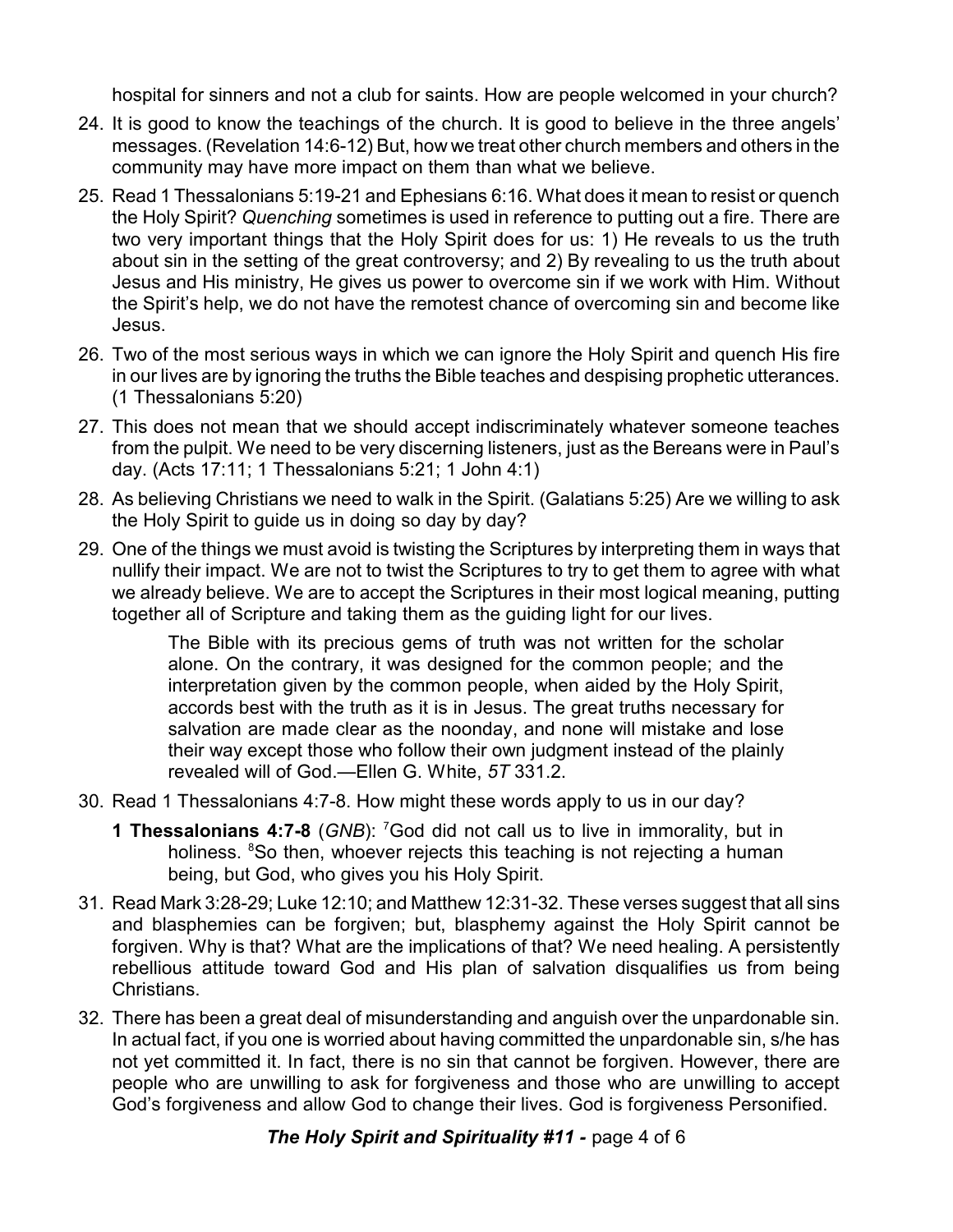hospital for sinners and not a club for saints. How are people welcomed in your church?

24. It is good to know the teachings of the church. It is good to believe in the three angels' messages. (Revelation 14:6-12) But, how we treat other church members and others in the community may have more impact on them than what we believe.

25. Read 1 Thessalonians 5:19-21 and Ephesians 6:16. What does it mean to resist or quench the Holy Spirit? *Quenching* sometimes is used in reference to putting out a fire. There are two very important things that the Holy Spirit does for us: 1) He reveals to us the truth about sin in the setting of the great controversy; and 2) By revealing to us the truth about Jesus and His ministry, He gives us power to overcome sin if we work with Him. Without the Spirit's help, we do not have the remotest chance of overcoming sin and become like Jesus.

26. Two of the most serious ways in which we can ignore the Holy Spirit and quench His fire in our lives are by ignoring the truths the Bible teaches and despising prophetic utterances. (1 Thessalonians 5:20)

27. This does not mean that we should accept indiscriminately whatever someone teaches from the pulpit. We need to be very discerning listeners, just as the Bereans were in Paul's day. (Acts 17:11; 1 Thessalonians 5:21; 1 John 4:1)

28. As believing Christians we need to walk in the Spirit. (Galatians 5:25) Are we willing to ask the Holy Spirit to guide us in doing so day by day?

29. One of the things we must avoid is twisting the Scriptures by interpreting them in ways that nullify their impact. We are not to twist the Scriptures to try to get them to agree with what we already believe. We are to accept the Scriptures in their most logical meaning, putting together all of Scripture and taking them as the guiding light for our lives.

    > The Bible with its precious gems of truth was not written for the scholar alone. On the contrary, it was designed for the common people; and the interpretation given by the common people, when aided by the Holy Spirit, accords best with the truth as it is in Jesus. The great truths necessary for salvation are made clear as the noonday, and none will mistake and lose their way except those who follow their own judgment instead of the plainly revealed will of God.—Ellen G. White, *5T* 331.2.

30. Read 1 Thessalonians 4:7-8. How might these words apply to us in our day?

    **1 Thessalonians 4:7-8** (*GNB*): [7]God did not call us to live in immorality, but in holiness. [8]So then, whoever rejects this teaching is not rejecting a human being, but God, who gives you his Holy Spirit.

31. Read Mark 3:28-29; Luke 12:10; and Matthew 12:31-32. These verses suggest that all sins and blasphemies can be forgiven; but, blasphemy against the Holy Spirit cannot be forgiven. Why is that? What are the implications of that? We need healing. A persistently rebellious attitude toward God and His plan of salvation disqualifies us from being Christians.

32. There has been a great deal of misunderstanding and anguish over the unpardonable sin. In actual fact, if you one is worried about having committed the unpardonable sin, s/he has not yet committed it. In fact, there is no sin that cannot be forgiven. However, there are people who are unwilling to ask for forgiveness and those who are unwilling to accept God's forgiveness and allow God to change their lives. God is forgiveness Personified.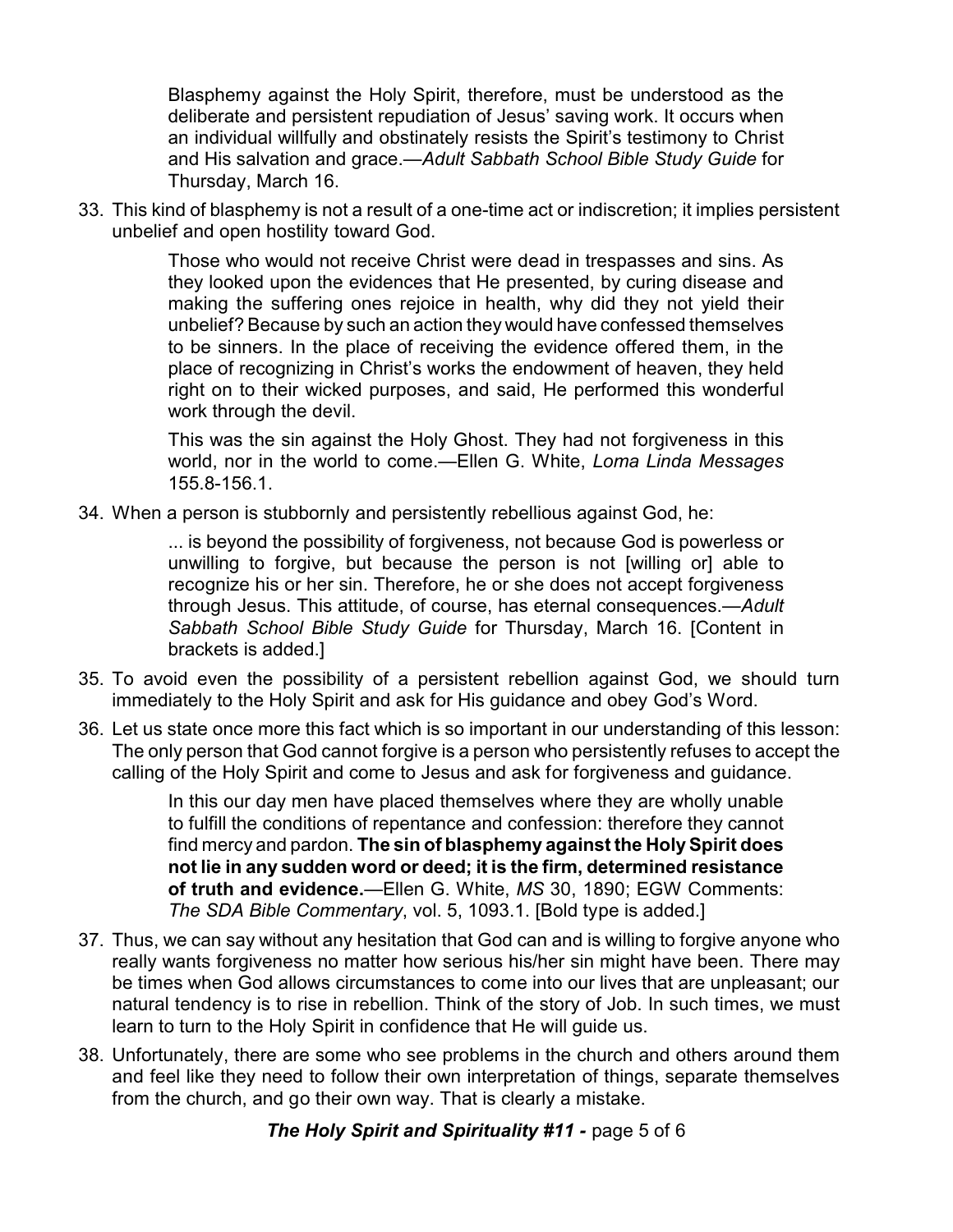> Blasphemy against the Holy Spirit, therefore, must be understood as the deliberate and persistent repudiation of Jesus' saving work. It occurs when an individual willfully and obstinately resists the Spirit's testimony to Christ and His salvation and grace.—*Adult Sabbath School Bible Study Guide* for Thursday, March 16.

33. This kind of blasphemy is not a result of a one-time act or indiscretion; it implies persistent unbelief and open hostility toward God.

> Those who would not receive Christ were dead in trespasses and sins. As they looked upon the evidences that He presented, by curing disease and making the suffering ones rejoice in health, why did they not yield their unbelief? Because by such an action they would have confessed themselves to be sinners. In the place of receiving the evidence offered them, in the place of recognizing in Christ's works the endowment of heaven, they held right on to their wicked purposes, and said, He performed this wonderful work through the devil.
>
> This was the sin against the Holy Ghost. They had not forgiveness in this world, nor in the world to come.—Ellen G. White, *Loma Linda Messages* 155.8-156.1.

34. When a person is stubbornly and persistently rebellious against God, he:

> ... is beyond the possibility of forgiveness, not because God is powerless or unwilling to forgive, but because the person is not [willing or] able to recognize his or her sin. Therefore, he or she does not accept forgiveness through Jesus. This attitude, of course, has eternal consequences.—*Adult Sabbath School Bible Study Guide* for Thursday, March 16. [Content in brackets is added.]

35. To avoid even the possibility of a persistent rebellion against God, we should turn immediately to the Holy Spirit and ask for His guidance and obey God's Word.

36. Let us state once more this fact which is so important in our understanding of this lesson: The only person that God cannot forgive is a person who persistently refuses to accept the calling of the Holy Spirit and come to Jesus and ask for forgiveness and guidance.

> In this our day men have placed themselves where they are wholly unable to fulfill the conditions of repentance and confession: therefore they cannot find mercy and pardon. **The sin of blasphemy against the Holy Spirit does not lie in any sudden word or deed; it is the firm, determined resistance of truth and evidence.**—Ellen G. White, *MS* 30, 1890; EGW Comments: *The SDA Bible Commentary*, vol. 5, 1093.1. [Bold type is added.]

37. Thus, we can say without any hesitation that God can and is willing to forgive anyone who really wants forgiveness no matter how serious his/her sin might have been. There may be times when God allows circumstances to come into our lives that are unpleasant; our natural tendency is to rise in rebellion. Think of the story of Job. In such times, we must learn to turn to the Holy Spirit in confidence that He will guide us.

38. Unfortunately, there are some who see problems in the church and others around them and feel like they need to follow their own interpretation of things, separate themselves from the church, and go their own way. That is clearly a mistake.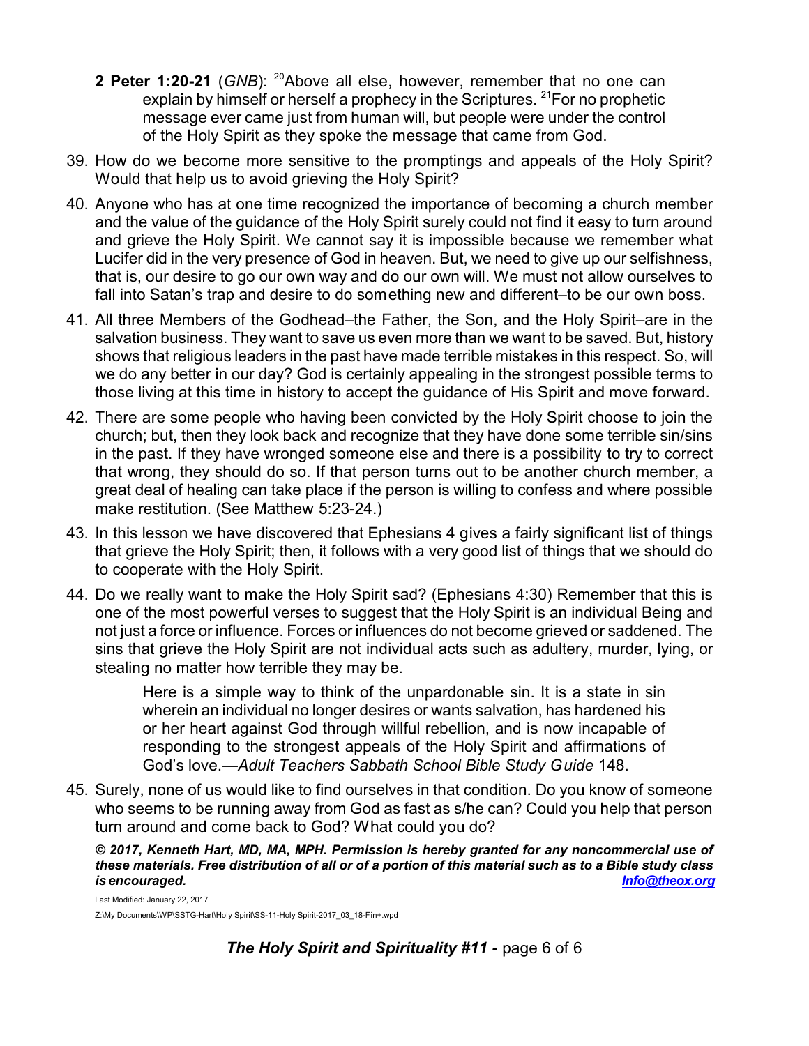**2 Peter 1:20-21** (*GNB*): [20]Above all else, however, remember that no one can explain by himself or herself a prophecy in the Scriptures. [21]For no prophetic message ever came just from human will, but people were under the control of the Holy Spirit as they spoke the message that came from God.

39. How do we become more sensitive to the promptings and appeals of the Holy Spirit? Would that help us to avoid grieving the Holy Spirit?

40. Anyone who has at one time recognized the importance of becoming a church member and the value of the guidance of the Holy Spirit surely could not find it easy to turn around and grieve the Holy Spirit. We cannot say it is impossible because we remember what Lucifer did in the very presence of God in heaven. But, we need to give up our selfishness, that is, our desire to go our own way and do our own will. We must not allow ourselves to fall into Satan's trap and desire to do something new and different–to be our own boss.

41. All three Members of the Godhead–the Father, the Son, and the Holy Spirit–are in the salvation business. They want to save us even more than we want to be saved. But, history shows that religious leaders in the past have made terrible mistakes in this respect. So, will we do any better in our day? God is certainly appealing in the strongest possible terms to those living at this time in history to accept the guidance of His Spirit and move forward.

42. There are some people who having been convicted by the Holy Spirit choose to join the church; but, then they look back and recognize that they have done some terrible sin/sins in the past. If they have wronged someone else and there is a possibility to try to correct that wrong, they should do so. If that person turns out to be another church member, a great deal of healing can take place if the person is willing to confess and where possible make restitution. (See Matthew 5:23-24.)

43. In this lesson we have discovered that Ephesians 4 gives a fairly significant list of things that grieve the Holy Spirit; then, it follows with a very good list of things that we should do to cooperate with the Holy Spirit.

44. Do we really want to make the Holy Spirit sad? (Ephesians 4:30) Remember that this is one of the most powerful verses to suggest that the Holy Spirit is an individual Being and not just a force or influence. Forces or influences do not become grieved or saddened. The sins that grieve the Holy Spirit are not individual acts such as adultery, murder, lying, or stealing no matter how terrible they may be.

> Here is a simple way to think of the unpardonable sin. It is a state in sin wherein an individual no longer desires or wants salvation, has hardened his or her heart against God through willful rebellion, and is now incapable of responding to the strongest appeals of the Holy Spirit and affirmations of God's love.—*Adult Teachers Sabbath School Bible Study Guide* 148.

45. Surely, none of us would like to find ourselves in that condition. Do you know of someone who seems to be running away from God as fast as s/he can? Could you help that person turn around and come back to God? What could you do?

***© 2017, Kenneth Hart, MD, MA, MPH. Permission is hereby granted for any noncommercial use of these materials. Free distribution of all or of a portion of this material such as to a Bible study class is encouraged.*** ***Info@theox.org***

Last Modified: January 22, 2017

Z:\My Documents\WP\SSTG-Hart\Holy Spirit\SS-11-Holy Spirit-2017_03_18-Fin+.wpd